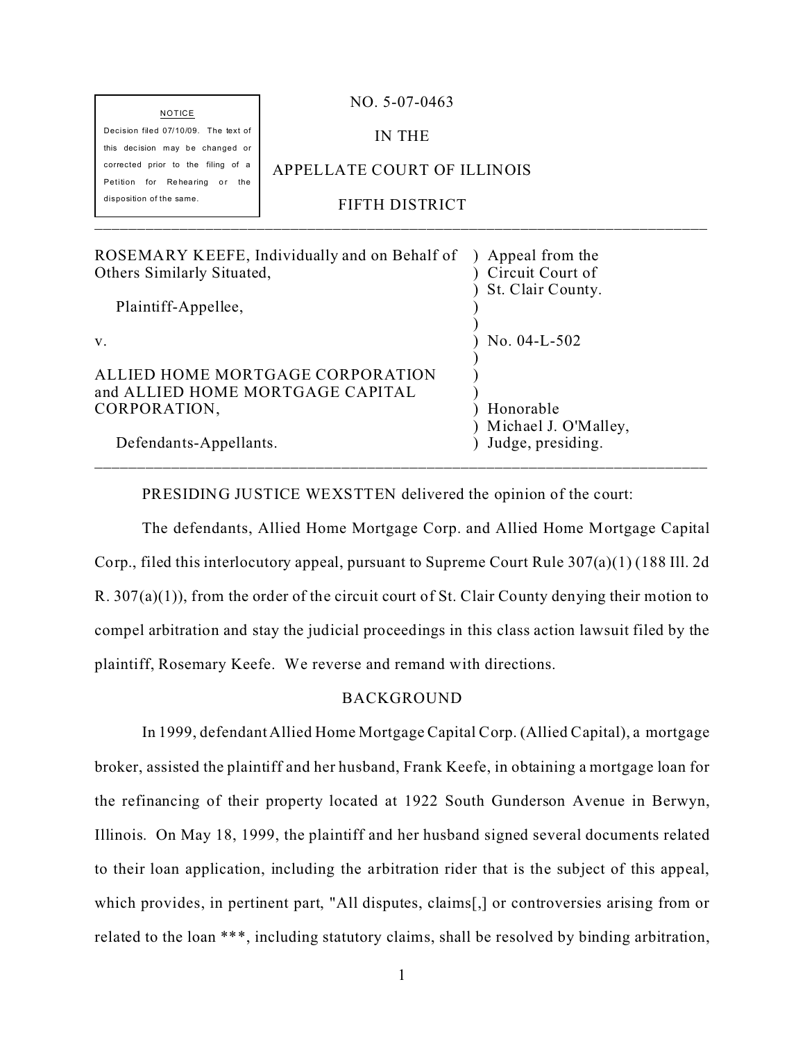NOTICE

Decision filed 07/10/09. The text of this decision may be changed or corrected prior to the filing of a Petition for Rehearing or the disposition of the same.

NO. 5-07-0463

IN THE

APPELLATE COURT OF ILLINOIS

FIFTH DISTRICT

---

| | |
|---|---|
| ROSEMARY KEEFE, Individually and on Behalf of Others Similarly Situated, | ) Appeal from the ) Circuit Court of ) St. Clair County. |
| Plaintiff-Appellee, | ) |
| v. | ) No. 04-L-502 |
| ALLIED HOME MORTGAGE CORPORATION and ALLIED HOME MORTGAGE CAPITAL CORPORATION, | ) Honorable ) Michael J. O'Malley, |
| Defendants-Appellants. | ) Judge, presiding. |

---

PRESIDING JUSTICE WEXSTTEN delivered the opinion of the court:

The defendants, Allied Home Mortgage Corp. and Allied Home Mortgage Capital Corp., filed this interlocutory appeal, pursuant to Supreme Court Rule 307(a)(1) (188 Ill. 2d R. 307(a)(1)), from the order of the circuit court of St. Clair County denying their motion to compel arbitration and stay the judicial proceedings in this class action lawsuit filed by the plaintiff, Rosemary Keefe. We reverse and remand with directions.

## BACKGROUND

In 1999, defendant Allied Home Mortgage Capital Corp. (Allied Capital), a mortgage broker, assisted the plaintiff and her husband, Frank Keefe, in obtaining a mortgage loan for the refinancing of their property located at 1922 South Gunderson Avenue in Berwyn, Illinois. On May 18, 1999, the plaintiff and her husband signed several documents related to their loan application, including the arbitration rider that is the subject of this appeal, which provides, in pertinent part, "All disputes, claims[,] or controversies arising from or related to the loan ***, including statutory claims, shall be resolved by binding arbitration,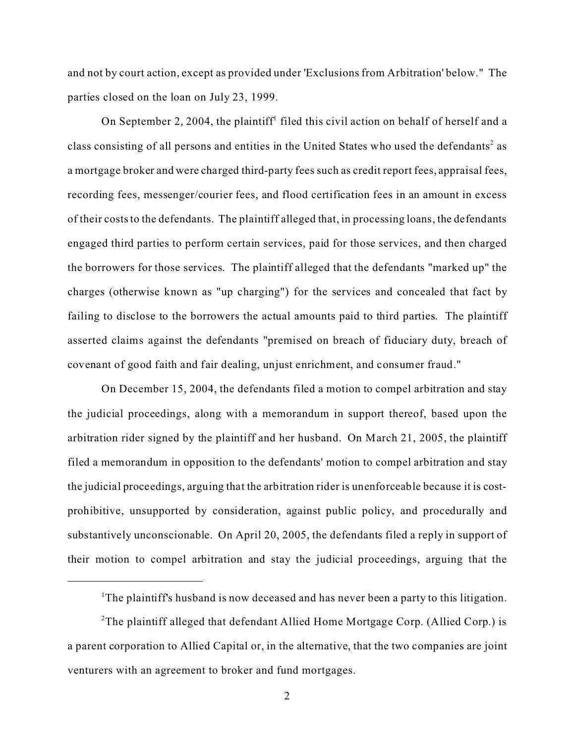and not by court action, except as provided under 'Exclusions from Arbitration' below." The parties closed on the loan on July 23, 1999.

On September 2, 2004, the plaintiff[1] filed this civil action on behalf of herself and a class consisting of all persons and entities in the United States who used the defendants[2] as a mortgage broker and were charged third-party fees such as credit report fees, appraisal fees, recording fees, messenger/courier fees, and flood certification fees in an amount in excess of their costs to the defendants. The plaintiff alleged that, in processing loans, the defendants engaged third parties to perform certain services, paid for those services, and then charged the borrowers for those services. The plaintiff alleged that the defendants "marked up" the charges (otherwise known as "up charging") for the services and concealed that fact by failing to disclose to the borrowers the actual amounts paid to third parties. The plaintiff asserted claims against the defendants "premised on breach of fiduciary duty, breach of covenant of good faith and fair dealing, unjust enrichment, and consumer fraud."

On December 15, 2004, the defendants filed a motion to compel arbitration and stay the judicial proceedings, along with a memorandum in support thereof, based upon the arbitration rider signed by the plaintiff and her husband. On March 21, 2005, the plaintiff filed a memorandum in opposition to the defendants' motion to compel arbitration and stay the judicial proceedings, arguing that the arbitration rider is unenforceable because it is cost-prohibitive, unsupported by consideration, against public policy, and procedurally and substantively unconscionable. On April 20, 2005, the defendants filed a reply in support of their motion to compel arbitration and stay the judicial proceedings, arguing that the

---

[1]The plaintiff's husband is now deceased and has never been a party to this litigation.

[2]The plaintiff alleged that defendant Allied Home Mortgage Corp. (Allied Corp.) is a parent corporation to Allied Capital or, in the alternative, that the two companies are joint venturers with an agreement to broker and fund mortgages.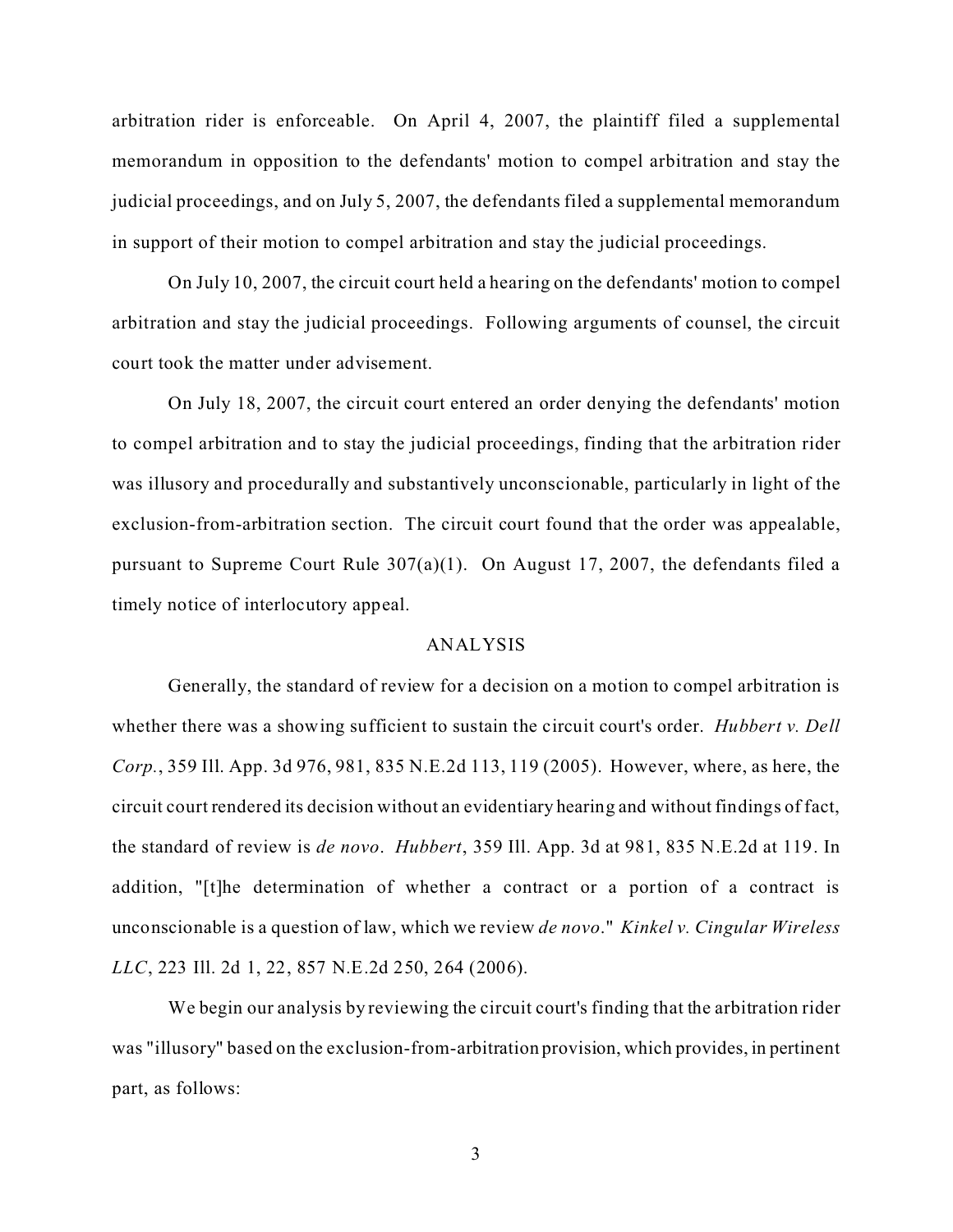arbitration rider is enforceable. On April 4, 2007, the plaintiff filed a supplemental memorandum in opposition to the defendants' motion to compel arbitration and stay the judicial proceedings, and on July 5, 2007, the defendants filed a supplemental memorandum in support of their motion to compel arbitration and stay the judicial proceedings.

On July 10, 2007, the circuit court held a hearing on the defendants' motion to compel arbitration and stay the judicial proceedings. Following arguments of counsel, the circuit court took the matter under advisement.

On July 18, 2007, the circuit court entered an order denying the defendants' motion to compel arbitration and to stay the judicial proceedings, finding that the arbitration rider was illusory and procedurally and substantively unconscionable, particularly in light of the exclusion-from-arbitration section. The circuit court found that the order was appealable, pursuant to Supreme Court Rule 307(a)(1). On August 17, 2007, the defendants filed a timely notice of interlocutory appeal.

## ANALYSIS

Generally, the standard of review for a decision on a motion to compel arbitration is whether there was a showing sufficient to sustain the circuit court's order. *Hubbert v. Dell Corp.*, 359 Ill. App. 3d 976, 981, 835 N.E.2d 113, 119 (2005). However, where, as here, the circuit court rendered its decision without an evidentiary hearing and without findings of fact, the standard of review is *de novo*. *Hubbert*, 359 Ill. App. 3d at 981, 835 N.E.2d at 119. In addition, "[t]he determination of whether a contract or a portion of a contract is unconscionable is a question of law, which we review *de novo*." *Kinkel v. Cingular Wireless LLC*, 223 Ill. 2d 1, 22, 857 N.E.2d 250, 264 (2006).

We begin our analysis by reviewing the circuit court's finding that the arbitration rider was "illusory" based on the exclusion-from-arbitration provision, which provides, in pertinent part, as follows: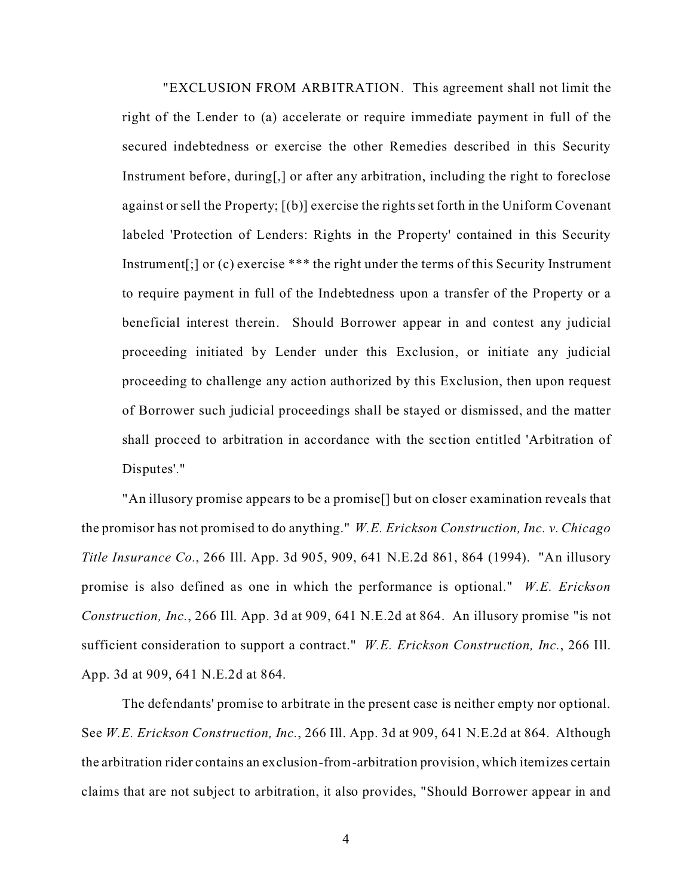> "EXCLUSION FROM ARBITRATION. This agreement shall not limit the right of the Lender to (a) accelerate or require immediate payment in full of the secured indebtedness or exercise the other Remedies described in this Security Instrument before, during[,] or after any arbitration, including the right to foreclose against or sell the Property; [(b)] exercise the rights set forth in the Uniform Covenant labeled 'Protection of Lenders: Rights in the Property' contained in this Security Instrument[;] or (c) exercise *** the right under the terms of this Security Instrument to require payment in full of the Indebtedness upon a transfer of the Property or a beneficial interest therein. Should Borrower appear in and contest any judicial proceeding initiated by Lender under this Exclusion, or initiate any judicial proceeding to challenge any action authorized by this Exclusion, then upon request of Borrower such judicial proceedings shall be stayed or dismissed, and the matter shall proceed to arbitration in accordance with the section entitled 'Arbitration of Disputes'."

"An illusory promise appears to be a promise[] but on closer examination reveals that the promisor has not promised to do anything." *W.E. Erickson Construction, Inc. v. Chicago Title Insurance Co.*, 266 Ill. App. 3d 905, 909, 641 N.E.2d 861, 864 (1994). "An illusory promise is also defined as one in which the performance is optional." *W.E. Erickson Construction, Inc.*, 266 Ill. App. 3d at 909, 641 N.E.2d at 864. An illusory promise "is not sufficient consideration to support a contract." *W.E. Erickson Construction, Inc.*, 266 Ill. App. 3d at 909, 641 N.E.2d at 864.

The defendants' promise to arbitrate in the present case is neither empty nor optional. See *W.E. Erickson Construction, Inc.*, 266 Ill. App. 3d at 909, 641 N.E.2d at 864. Although the arbitration rider contains an exclusion-from-arbitration provision, which itemizes certain claims that are not subject to arbitration, it also provides, "Should Borrower appear in and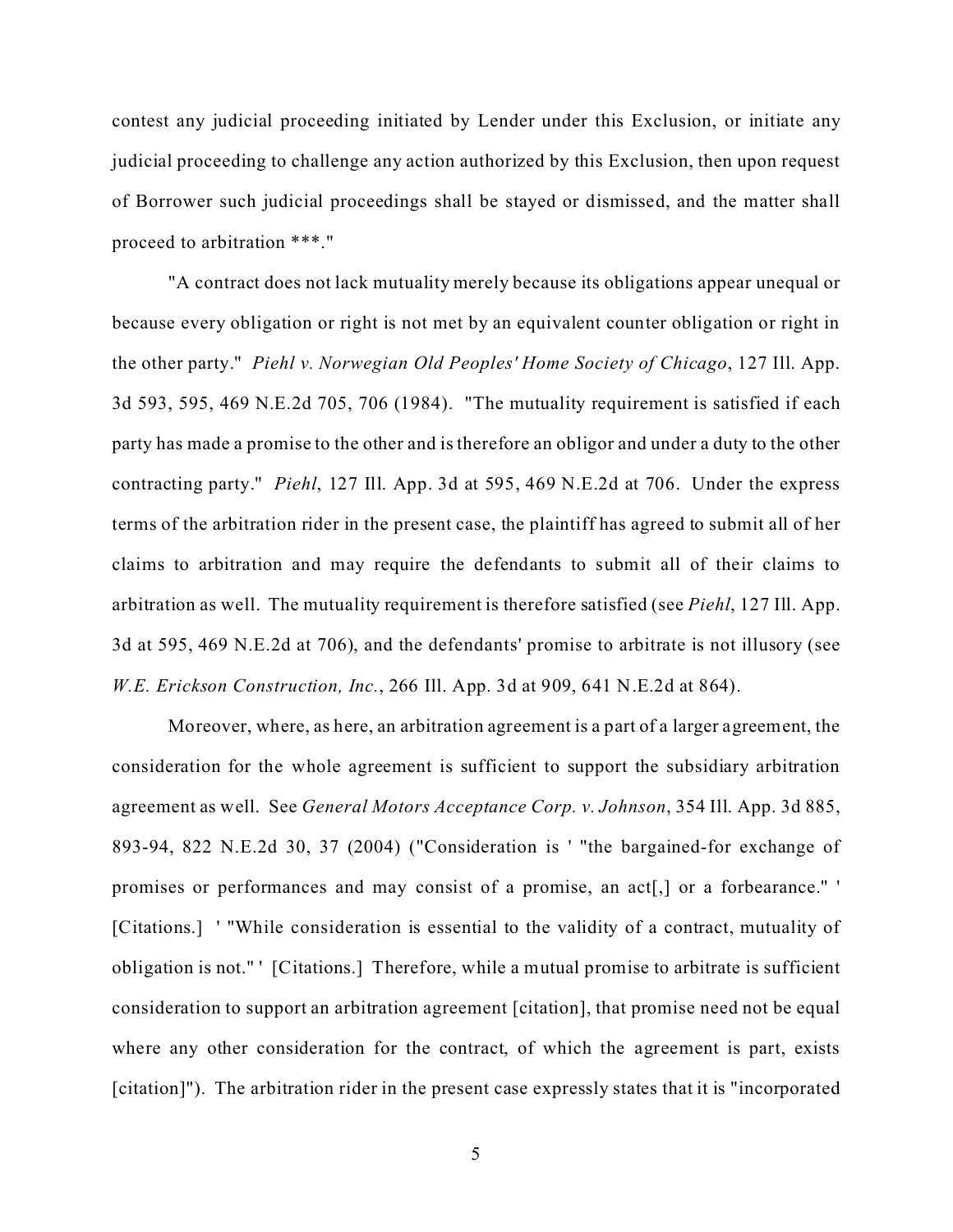contest any judicial proceeding initiated by Lender under this Exclusion, or initiate any judicial proceeding to challenge any action authorized by this Exclusion, then upon request of Borrower such judicial proceedings shall be stayed or dismissed, and the matter shall proceed to arbitration ***."

"A contract does not lack mutuality merely because its obligations appear unequal or because every obligation or right is not met by an equivalent counter obligation or right in the other party." *Piehl v. Norwegian Old Peoples' Home Society of Chicago*, 127 Ill. App. 3d 593, 595, 469 N.E.2d 705, 706 (1984). "The mutuality requirement is satisfied if each party has made a promise to the other and is therefore an obligor and under a duty to the other contracting party." *Piehl*, 127 Ill. App. 3d at 595, 469 N.E.2d at 706. Under the express terms of the arbitration rider in the present case, the plaintiff has agreed to submit all of her claims to arbitration and may require the defendants to submit all of their claims to arbitration as well. The mutuality requirement is therefore satisfied (see *Piehl*, 127 Ill. App. 3d at 595, 469 N.E.2d at 706), and the defendants' promise to arbitrate is not illusory (see *W.E. Erickson Construction, Inc.*, 266 Ill. App. 3d at 909, 641 N.E.2d at 864).

Moreover, where, as here, an arbitration agreement is a part of a larger agreement, the consideration for the whole agreement is sufficient to support the subsidiary arbitration agreement as well. See *General Motors Acceptance Corp. v. Johnson*, 354 Ill. App. 3d 885, 893-94, 822 N.E.2d 30, 37 (2004) ("Consideration is ' "the bargained-for exchange of promises or performances and may consist of a promise, an act[,] or a forbearance." ' [Citations.] ' "While consideration is essential to the validity of a contract, mutuality of obligation is not." ' [Citations.] Therefore, while a mutual promise to arbitrate is sufficient consideration to support an arbitration agreement [citation], that promise need not be equal where any other consideration for the contract, of which the agreement is part, exists [citation]"). The arbitration rider in the present case expressly states that it is "incorporated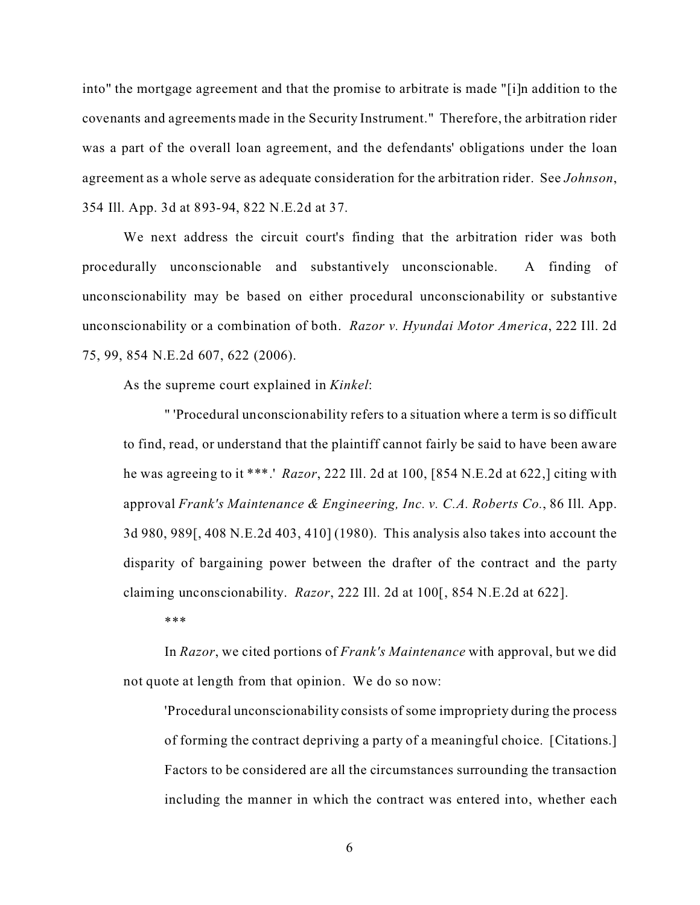into" the mortgage agreement and that the promise to arbitrate is made "[i]n addition to the covenants and agreements made in the Security Instrument." Therefore, the arbitration rider was a part of the overall loan agreement, and the defendants' obligations under the loan agreement as a whole serve as adequate consideration for the arbitration rider. See *Johnson*, 354 Ill. App. 3d at 893-94, 822 N.E.2d at 37.

We next address the circuit court's finding that the arbitration rider was both procedurally unconscionable and substantively unconscionable. A finding of unconscionability may be based on either procedural unconscionability or substantive unconscionability or a combination of both. *Razor v. Hyundai Motor America*, 222 Ill. 2d 75, 99, 854 N.E.2d 607, 622 (2006).

As the supreme court explained in *Kinkel*:

> " 'Procedural unconscionability refers to a situation where a term is so difficult to find, read, or understand that the plaintiff cannot fairly be said to have been aware he was agreeing to it ***.' *Razor*, 222 Ill. 2d at 100, [854 N.E.2d at 622,] citing with approval *Frank's Maintenance & Engineering, Inc. v. C.A. Roberts Co.*, 86 Ill. App. 3d 980, 989[, 408 N.E.2d 403, 410] (1980). This analysis also takes into account the disparity of bargaining power between the drafter of the contract and the party claiming unconscionability. *Razor*, 222 Ill. 2d at 100[, 854 N.E.2d at 622].
>
> ***
>
> In *Razor*, we cited portions of *Frank's Maintenance* with approval, but we did not quote at length from that opinion. We do so now:
>
>> 'Procedural unconscionability consists of some impropriety during the process of forming the contract depriving a party of a meaningful choice. [Citations.] Factors to be considered are all the circumstances surrounding the transaction including the manner in which the contract was entered into, whether each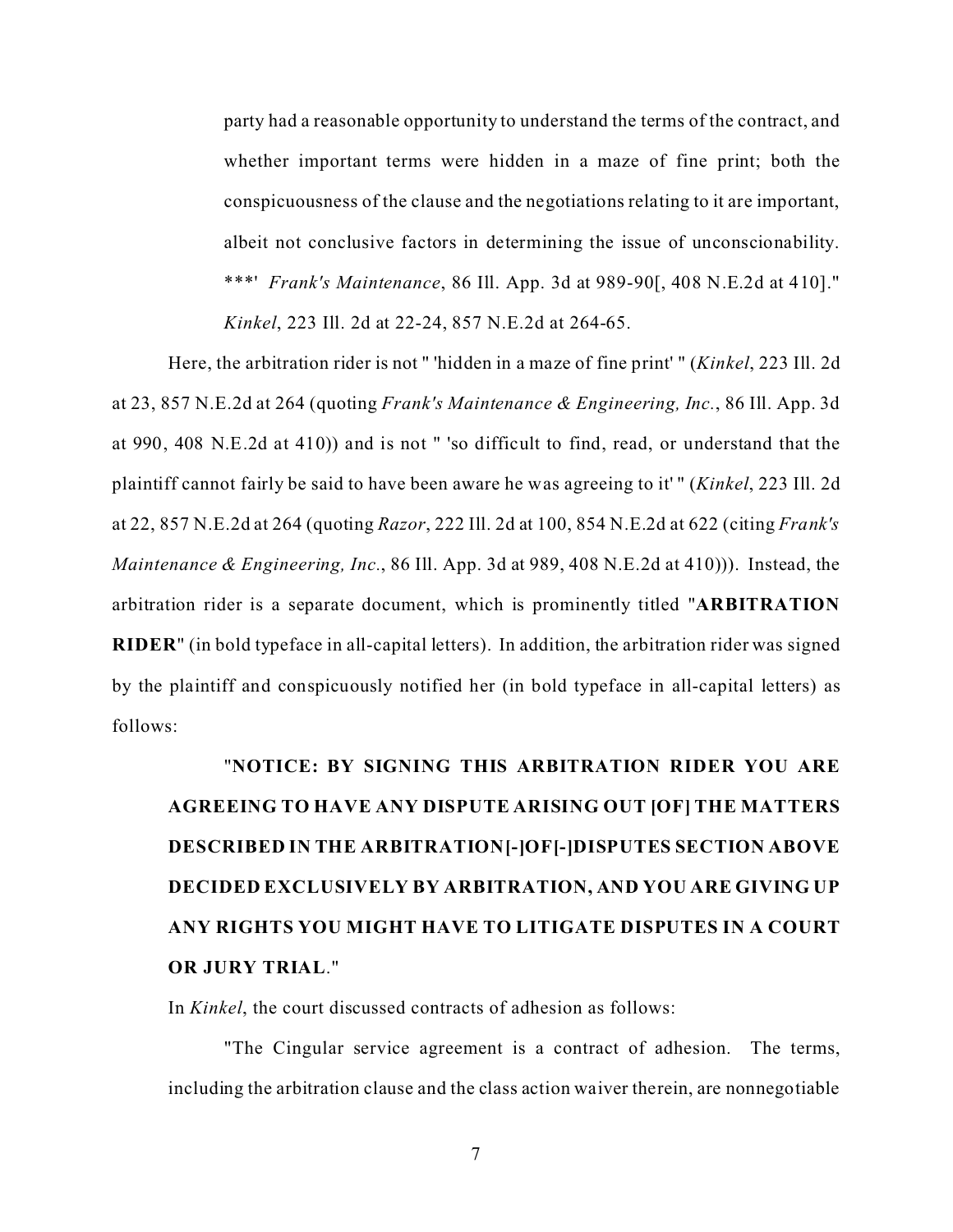party had a reasonable opportunity to understand the terms of the contract, and whether important terms were hidden in a maze of fine print; both the conspicuousness of the clause and the negotiations relating to it are important, albeit not conclusive factors in determining the issue of unconscionability. \*\*\*' *Frank's Maintenance*, 86 Ill. App. 3d at 989-90[, 408 N.E.2d at 410]." *Kinkel*, 223 Ill. 2d at 22-24, 857 N.E.2d at 264-65.

Here, the arbitration rider is not " 'hidden in a maze of fine print' " (*Kinkel*, 223 Ill. 2d at 23, 857 N.E.2d at 264 (quoting *Frank's Maintenance & Engineering, Inc.*, 86 Ill. App. 3d at 990, 408 N.E.2d at 410)) and is not " 'so difficult to find, read, or understand that the plaintiff cannot fairly be said to have been aware he was agreeing to it' " (*Kinkel*, 223 Ill. 2d at 22, 857 N.E.2d at 264 (quoting *Razor*, 222 Ill. 2d at 100, 854 N.E.2d at 622 (citing *Frank's Maintenance & Engineering, Inc.*, 86 Ill. App. 3d at 989, 408 N.E.2d at 410))). Instead, the arbitration rider is a separate document, which is prominently titled "**ARBITRATION RIDER**" (in bold typeface in all-capital letters). In addition, the arbitration rider was signed by the plaintiff and conspicuously notified her (in bold typeface in all-capital letters) as follows:

> "**NOTICE: BY SIGNING THIS ARBITRATION RIDER YOU ARE AGREEING TO HAVE ANY DISPUTE ARISING OUT [OF] THE MATTERS DESCRIBED IN THE ARBITRATION[-]OF[-]DISPUTES SECTION ABOVE DECIDED EXCLUSIVELY BY ARBITRATION, AND YOU ARE GIVING UP ANY RIGHTS YOU MIGHT HAVE TO LITIGATE DISPUTES IN A COURT OR JURY TRIAL**."

In *Kinkel*, the court discussed contracts of adhesion as follows:

> "The Cingular service agreement is a contract of adhesion. The terms, including the arbitration clause and the class action waiver therein, are nonnegotiable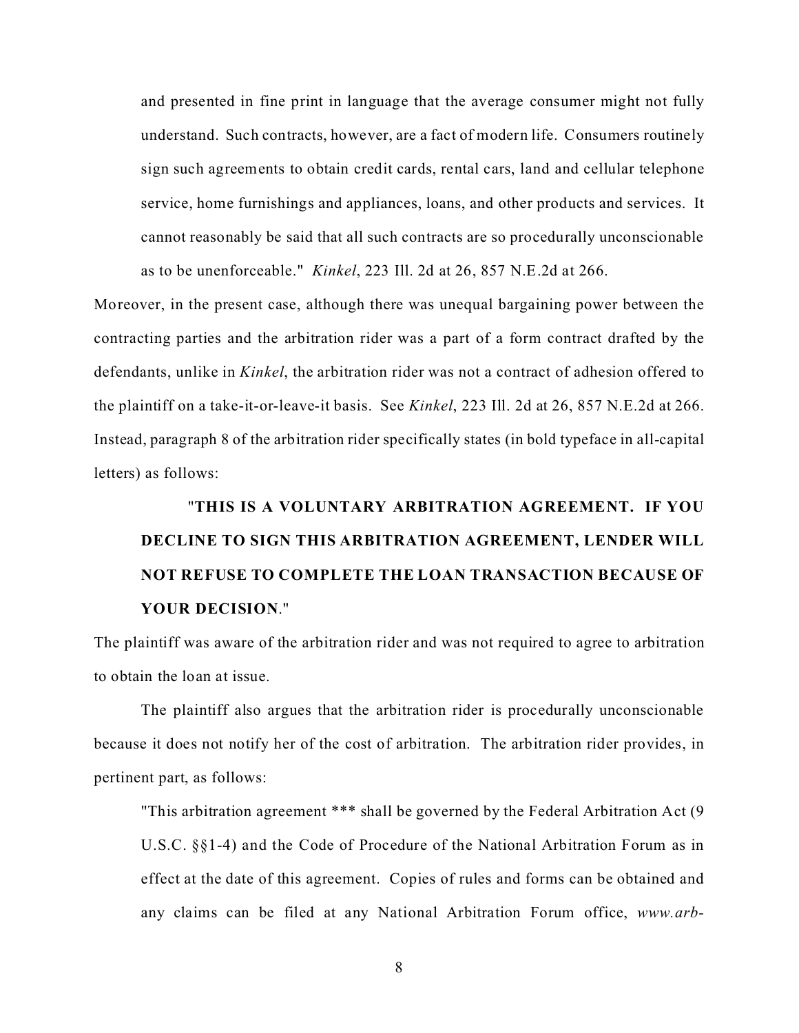and presented in fine print in language that the average consumer might not fully understand. Such contracts, however, are a fact of modern life. Consumers routinely sign such agreements to obtain credit cards, rental cars, land and cellular telephone service, home furnishings and appliances, loans, and other products and services. It cannot reasonably be said that all such contracts are so procedurally unconscionable as to be unenforceable." *Kinkel*, 223 Ill. 2d at 26, 857 N.E.2d at 266.

Moreover, in the present case, although there was unequal bargaining power between the contracting parties and the arbitration rider was a part of a form contract drafted by the defendants, unlike in *Kinkel*, the arbitration rider was not a contract of adhesion offered to the plaintiff on a take-it-or-leave-it basis. See *Kinkel*, 223 Ill. 2d at 26, 857 N.E.2d at 266. Instead, paragraph 8 of the arbitration rider specifically states (in bold typeface in all-capital letters) as follows:

> "**THIS IS A VOLUNTARY ARBITRATION AGREEMENT. IF YOU DECLINE TO SIGN THIS ARBITRATION AGREEMENT, LENDER WILL NOT REFUSE TO COMPLETE THE LOAN TRANSACTION BECAUSE OF YOUR DECISION**."

The plaintiff was aware of the arbitration rider and was not required to agree to arbitration to obtain the loan at issue.

The plaintiff also argues that the arbitration rider is procedurally unconscionable because it does not notify her of the cost of arbitration. The arbitration rider provides, in pertinent part, as follows:

> "This arbitration agreement *** shall be governed by the Federal Arbitration Act (9 U.S.C. §§1-4) and the Code of Procedure of the National Arbitration Forum as in effect at the date of this agreement. Copies of rules and forms can be obtained and any claims can be filed at any National Arbitration Forum office, *www.arb-*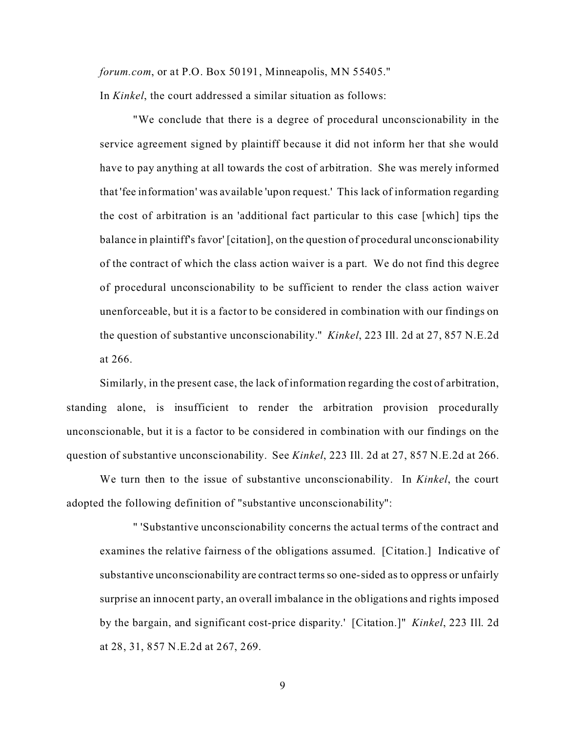*forum.com*, or at P.O. Box 50191, Minneapolis, MN 55405."

In *Kinkel*, the court addressed a similar situation as follows:

> "We conclude that there is a degree of procedural unconscionability in the service agreement signed by plaintiff because it did not inform her that she would have to pay anything at all towards the cost of arbitration. She was merely informed that 'fee information' was available 'upon request.' This lack of information regarding the cost of arbitration is an 'additional fact particular to this case [which] tips the balance in plaintiff's favor' [citation], on the question of procedural unconscionability of the contract of which the class action waiver is a part. We do not find this degree of procedural unconscionability to be sufficient to render the class action waiver unenforceable, but it is a factor to be considered in combination with our findings on the question of substantive unconscionability." *Kinkel*, 223 Ill. 2d at 27, 857 N.E.2d at 266.

Similarly, in the present case, the lack of information regarding the cost of arbitration, standing alone, is insufficient to render the arbitration provision procedurally unconscionable, but it is a factor to be considered in combination with our findings on the question of substantive unconscionability. See *Kinkel*, 223 Ill. 2d at 27, 857 N.E.2d at 266.

We turn then to the issue of substantive unconscionability. In *Kinkel*, the court adopted the following definition of "substantive unconscionability":

> " 'Substantive unconscionability concerns the actual terms of the contract and examines the relative fairness of the obligations assumed. [Citation.] Indicative of substantive unconscionability are contract terms so one-sided as to oppress or unfairly surprise an innocent party, an overall imbalance in the obligations and rights imposed by the bargain, and significant cost-price disparity.' [Citation.]" *Kinkel*, 223 Ill. 2d at 28, 31, 857 N.E.2d at 267, 269.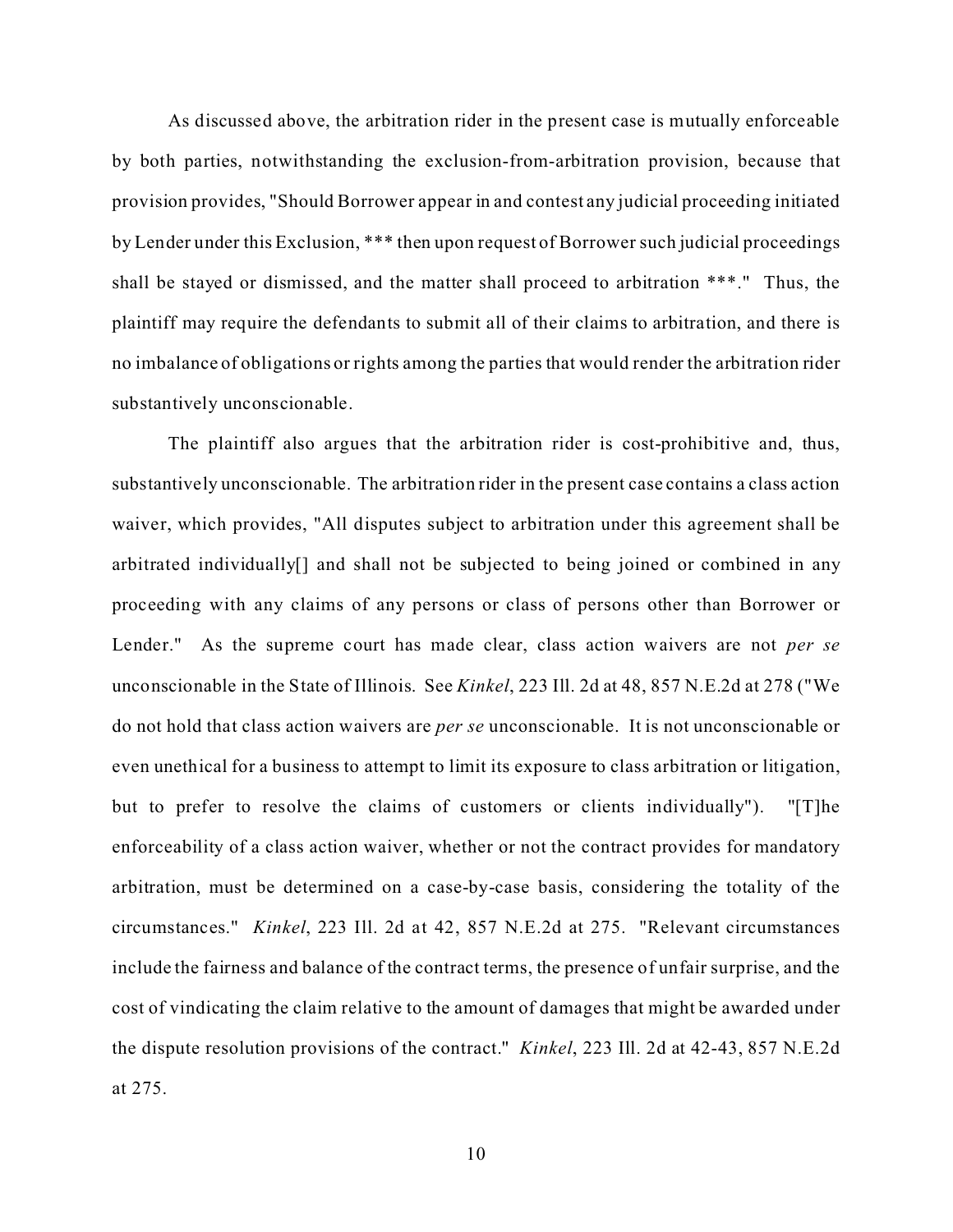As discussed above, the arbitration rider in the present case is mutually enforceable by both parties, notwithstanding the exclusion-from-arbitration provision, because that provision provides, "Should Borrower appear in and contest any judicial proceeding initiated by Lender under this Exclusion, *** then upon request of Borrower such judicial proceedings shall be stayed or dismissed, and the matter shall proceed to arbitration ***." Thus, the plaintiff may require the defendants to submit all of their claims to arbitration, and there is no imbalance of obligations or rights among the parties that would render the arbitration rider substantively unconscionable.

The plaintiff also argues that the arbitration rider is cost-prohibitive and, thus, substantively unconscionable. The arbitration rider in the present case contains a class action waiver, which provides, "All disputes subject to arbitration under this agreement shall be arbitrated individually[] and shall not be subjected to being joined or combined in any proceeding with any claims of any persons or class of persons other than Borrower or Lender." As the supreme court has made clear, class action waivers are not *per se* unconscionable in the State of Illinois. See *Kinkel*, 223 Ill. 2d at 48, 857 N.E.2d at 278 ("We do not hold that class action waivers are *per se* unconscionable. It is not unconscionable or even unethical for a business to attempt to limit its exposure to class arbitration or litigation, but to prefer to resolve the claims of customers or clients individually"). "[T]he enforceability of a class action waiver, whether or not the contract provides for mandatory arbitration, must be determined on a case-by-case basis, considering the totality of the circumstances." *Kinkel*, 223 Ill. 2d at 42, 857 N.E.2d at 275. "Relevant circumstances include the fairness and balance of the contract terms, the presence of unfair surprise, and the cost of vindicating the claim relative to the amount of damages that might be awarded under the dispute resolution provisions of the contract." *Kinkel*, 223 Ill. 2d at 42-43, 857 N.E.2d at 275.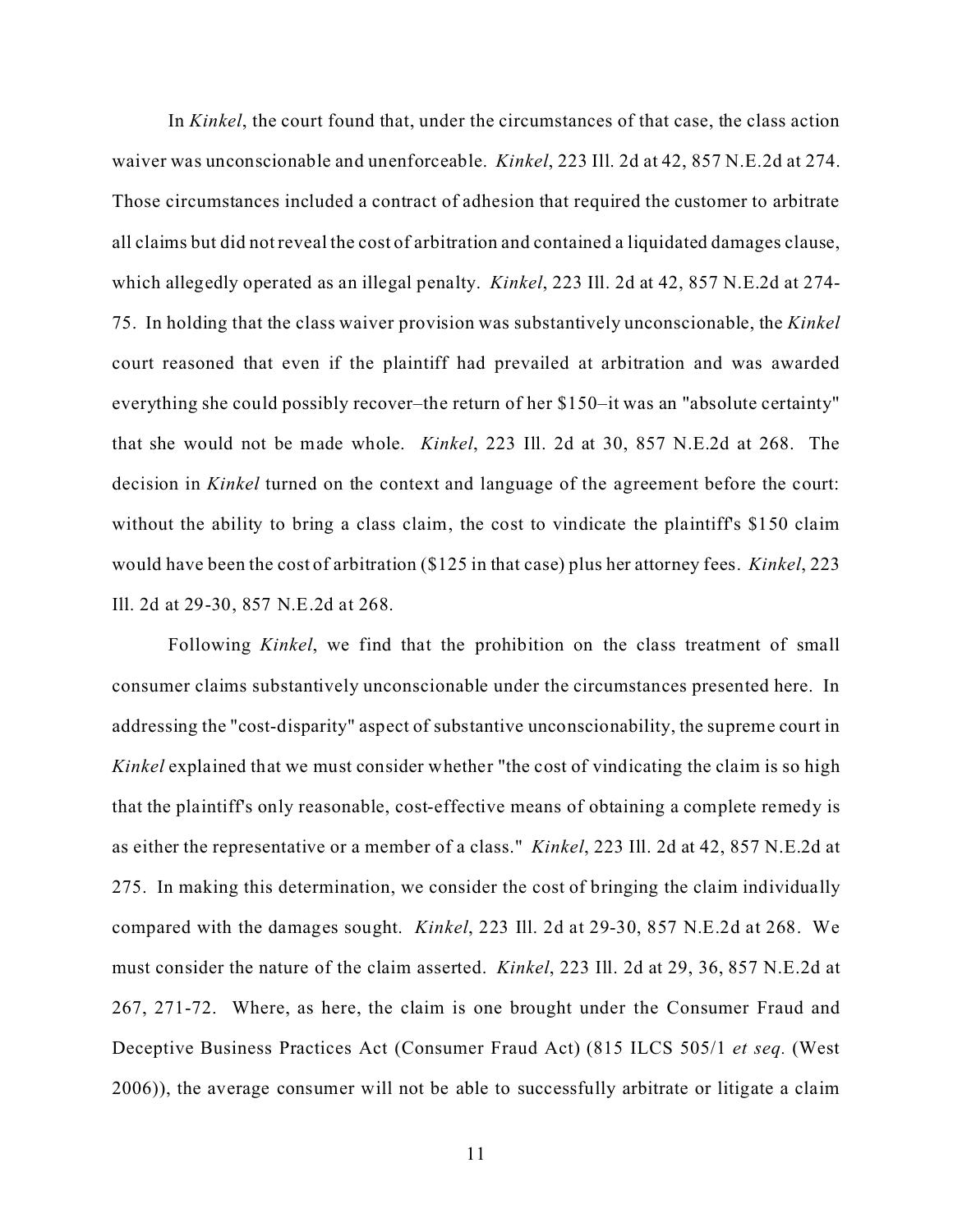In *Kinkel*, the court found that, under the circumstances of that case, the class action waiver was unconscionable and unenforceable. *Kinkel*, 223 Ill. 2d at 42, 857 N.E.2d at 274. Those circumstances included a contract of adhesion that required the customer to arbitrate all claims but did not reveal the cost of arbitration and contained a liquidated damages clause, which allegedly operated as an illegal penalty. *Kinkel*, 223 Ill. 2d at 42, 857 N.E.2d at 274-75. In holding that the class waiver provision was substantively unconscionable, the *Kinkel* court reasoned that even if the plaintiff had prevailed at arbitration and was awarded everything she could possibly recover–the return of her $150–it was an "absolute certainty" that she would not be made whole. *Kinkel*, 223 Ill. 2d at 30, 857 N.E.2d at 268. The decision in *Kinkel* turned on the context and language of the agreement before the court: without the ability to bring a class claim, the cost to vindicate the plaintiff's $150 claim would have been the cost of arbitration ($125 in that case) plus her attorney fees. *Kinkel*, 223 Ill. 2d at 29-30, 857 N.E.2d at 268.

Following *Kinkel*, we find that the prohibition on the class treatment of small consumer claims substantively unconscionable under the circumstances presented here. In addressing the "cost-disparity" aspect of substantive unconscionability, the supreme court in *Kinkel* explained that we must consider whether "the cost of vindicating the claim is so high that the plaintiff's only reasonable, cost-effective means of obtaining a complete remedy is as either the representative or a member of a class." *Kinkel*, 223 Ill. 2d at 42, 857 N.E.2d at 275. In making this determination, we consider the cost of bringing the claim individually compared with the damages sought. *Kinkel*, 223 Ill. 2d at 29-30, 857 N.E.2d at 268. We must consider the nature of the claim asserted. *Kinkel*, 223 Ill. 2d at 29, 36, 857 N.E.2d at 267, 271-72. Where, as here, the claim is one brought under the Consumer Fraud and Deceptive Business Practices Act (Consumer Fraud Act) (815 ILCS 505/1 *et seq.* (West 2006)), the average consumer will not be able to successfully arbitrate or litigate a claim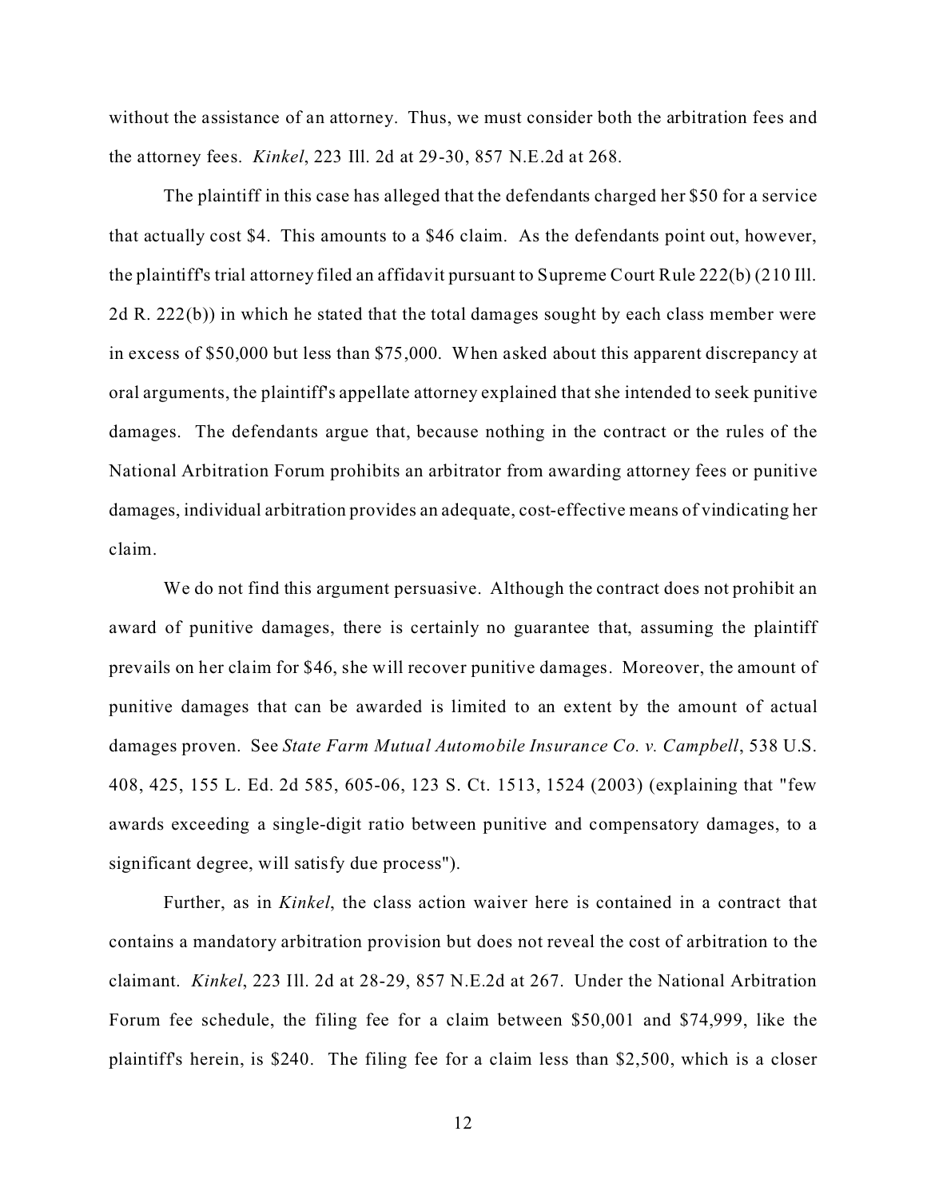without the assistance of an attorney. Thus, we must consider both the arbitration fees and the attorney fees. *Kinkel*, 223 Ill. 2d at 29-30, 857 N.E.2d at 268.

The plaintiff in this case has alleged that the defendants charged her $50 for a service that actually cost $4. This amounts to a $46 claim. As the defendants point out, however, the plaintiff's trial attorney filed an affidavit pursuant to Supreme Court Rule 222(b) (210 Ill. 2d R. 222(b)) in which he stated that the total damages sought by each class member were in excess of $50,000 but less than $75,000. When asked about this apparent discrepancy at oral arguments, the plaintiff's appellate attorney explained that she intended to seek punitive damages. The defendants argue that, because nothing in the contract or the rules of the National Arbitration Forum prohibits an arbitrator from awarding attorney fees or punitive damages, individual arbitration provides an adequate, cost-effective means of vindicating her claim.

We do not find this argument persuasive. Although the contract does not prohibit an award of punitive damages, there is certainly no guarantee that, assuming the plaintiff prevails on her claim for $46, she will recover punitive damages. Moreover, the amount of punitive damages that can be awarded is limited to an extent by the amount of actual damages proven. See *State Farm Mutual Automobile Insurance Co. v. Campbell*, 538 U.S. 408, 425, 155 L. Ed. 2d 585, 605-06, 123 S. Ct. 1513, 1524 (2003) (explaining that "few awards exceeding a single-digit ratio between punitive and compensatory damages, to a significant degree, will satisfy due process").

Further, as in *Kinkel*, the class action waiver here is contained in a contract that contains a mandatory arbitration provision but does not reveal the cost of arbitration to the claimant. *Kinkel*, 223 Ill. 2d at 28-29, 857 N.E.2d at 267. Under the National Arbitration Forum fee schedule, the filing fee for a claim between $50,001 and $74,999, like the plaintiff's herein, is $240. The filing fee for a claim less than $2,500, which is a closer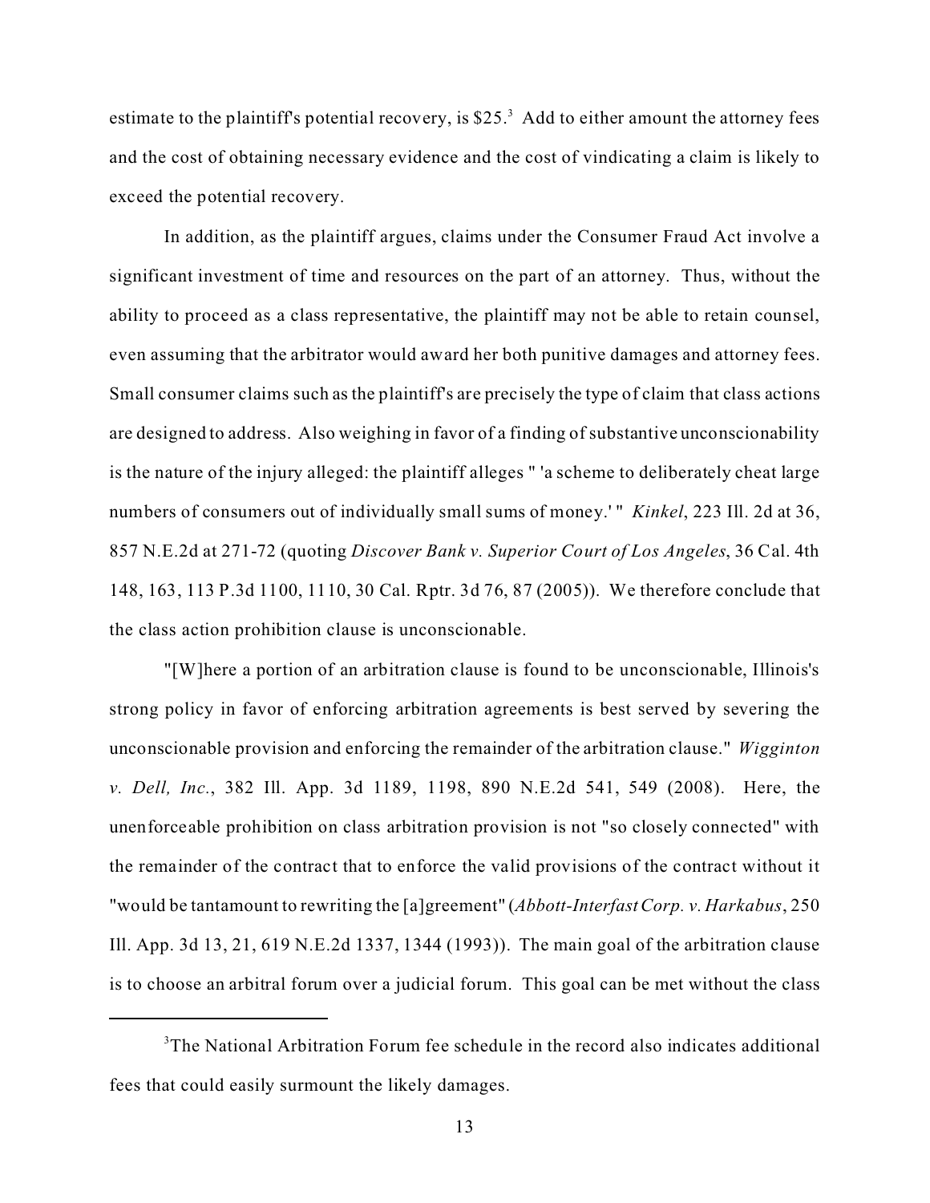estimate to the plaintiff's potential recovery, is $25.[3] Add to either amount the attorney fees and the cost of obtaining necessary evidence and the cost of vindicating a claim is likely to exceed the potential recovery.

In addition, as the plaintiff argues, claims under the Consumer Fraud Act involve a significant investment of time and resources on the part of an attorney. Thus, without the ability to proceed as a class representative, the plaintiff may not be able to retain counsel, even assuming that the arbitrator would award her both punitive damages and attorney fees. Small consumer claims such as the plaintiff's are precisely the type of claim that class actions are designed to address. Also weighing in favor of a finding of substantive unconscionability is the nature of the injury alleged: the plaintiff alleges " 'a scheme to deliberately cheat large numbers of consumers out of individually small sums of money.' " *Kinkel*, 223 Ill. 2d at 36, 857 N.E.2d at 271-72 (quoting *Discover Bank v. Superior Court of Los Angeles*, 36 Cal. 4th 148, 163, 113 P.3d 1100, 1110, 30 Cal. Rptr. 3d 76, 87 (2005)). We therefore conclude that the class action prohibition clause is unconscionable.

"[W]here a portion of an arbitration clause is found to be unconscionable, Illinois's strong policy in favor of enforcing arbitration agreements is best served by severing the unconscionable provision and enforcing the remainder of the arbitration clause." *Wigginton v. Dell, Inc.*, 382 Ill. App. 3d 1189, 1198, 890 N.E.2d 541, 549 (2008). Here, the unenforceable prohibition on class arbitration provision is not "so closely connected" with the remainder of the contract that to enforce the valid provisions of the contract without it "would be tantamount to rewriting the [a]greement" (*Abbott-Interfast Corp. v. Harkabus*, 250 Ill. App. 3d 13, 21, 619 N.E.2d 1337, 1344 (1993)). The main goal of the arbitration clause is to choose an arbitral forum over a judicial forum. This goal can be met without the class

---

[3]The National Arbitration Forum fee schedule in the record also indicates additional fees that could easily surmount the likely damages.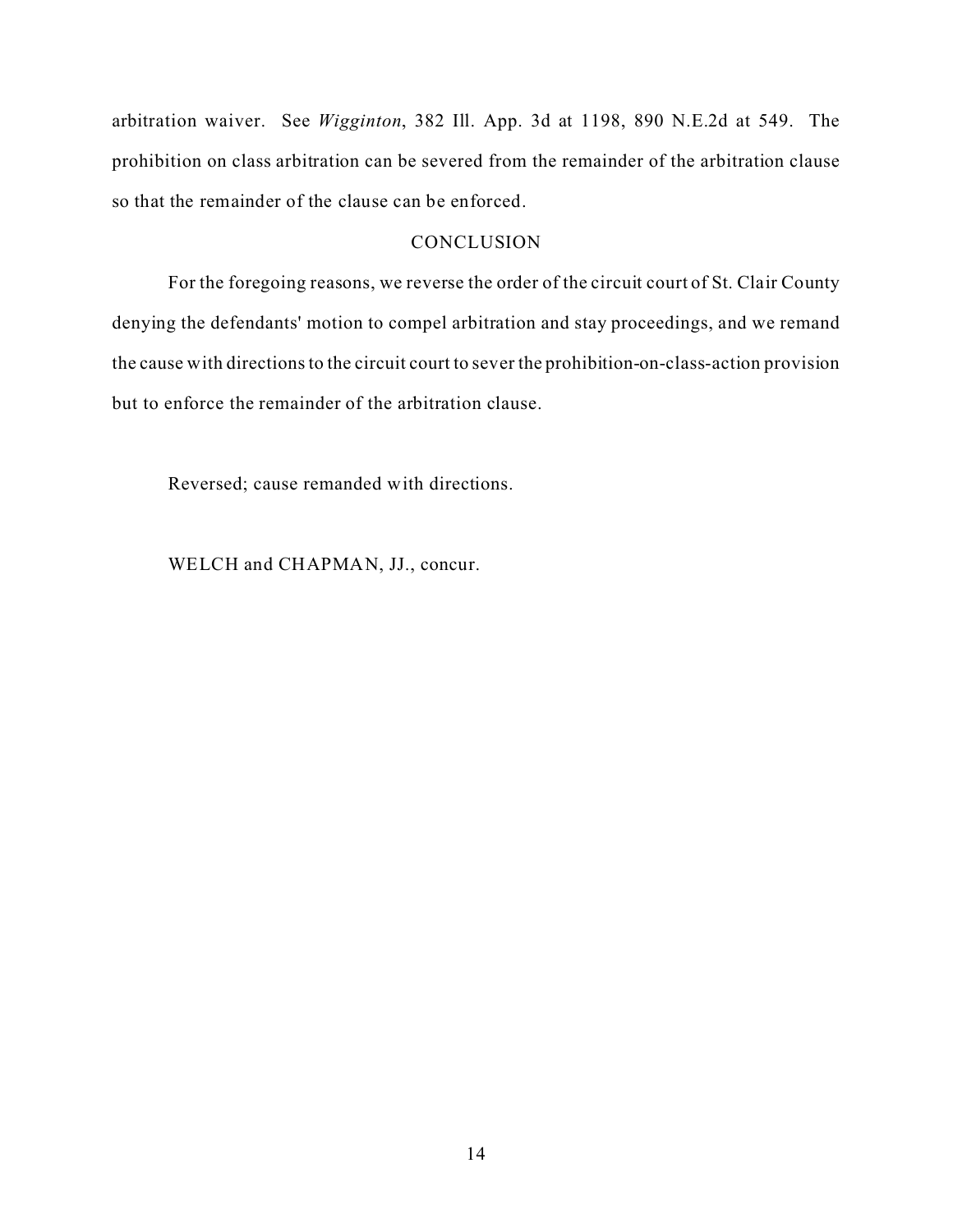arbitration waiver. See *Wigginton*, 382 Ill. App. 3d at 1198, 890 N.E.2d at 549. The prohibition on class arbitration can be severed from the remainder of the arbitration clause so that the remainder of the clause can be enforced.

## CONCLUSION

For the foregoing reasons, we reverse the order of the circuit court of St. Clair County denying the defendants' motion to compel arbitration and stay proceedings, and we remand the cause with directions to the circuit court to sever the prohibition-on-class-action provision but to enforce the remainder of the arbitration clause.

Reversed; cause remanded with directions.

WELCH and CHAPMAN, JJ., concur.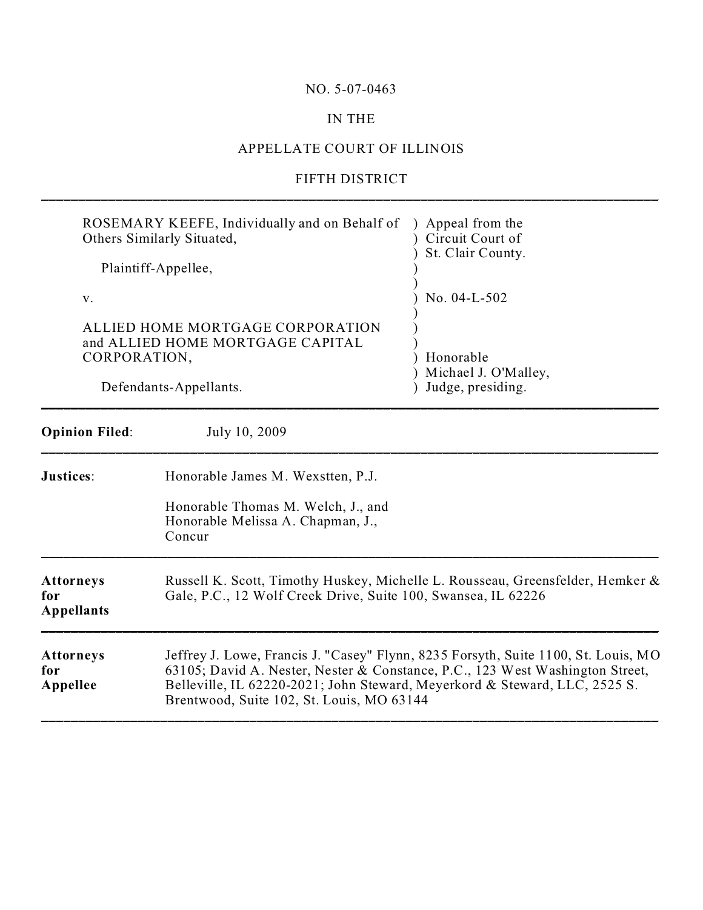NO. 5-07-0463

IN THE

APPELLATE COURT OF ILLINOIS

FIFTH DISTRICT

| | |
|---|---|
| ROSEMARY KEEFE, Individually and on Behalf of Others Similarly Situated, | ) Appeal from the ) Circuit Court of ) St. Clair County. |
| Plaintiff-Appellee, | ) |
| v. | ) No. 04-L-502 |
| ALLIED HOME MORTGAGE CORPORATION and ALLIED HOME MORTGAGE CAPITAL CORPORATION, | ) Honorable ) Michael J. O'Malley, |
| Defendants-Appellants. | ) Judge, presiding. |

| | |
|---|---|
| **Opinion Filed**: | July 10, 2009 |
| **Justices**: | Honorable James M. Wexstten, P.J.<br><br>Honorable Thomas M. Welch, J., and<br>Honorable Melissa A. Chapman, J.,<br>Concur |
| **Attorneys for Appellants** | Russell K. Scott, Timothy Huskey, Michelle L. Rousseau, Greensfelder, Hemker & Gale, P.C., 12 Wolf Creek Drive, Suite 100, Swansea, IL 62226 |
| **Attorneys for Appellee** | Jeffrey J. Lowe, Francis J. "Casey" Flynn, 8235 Forsyth, Suite 1100, St. Louis, MO 63105; David A. Nester, Nester & Constance, P.C., 123 West Washington Street, Belleville, IL 62220-2021; John Steward, Meyerkord & Steward, LLC, 2525 S. Brentwood, Suite 102, St. Louis, MO 63144 |